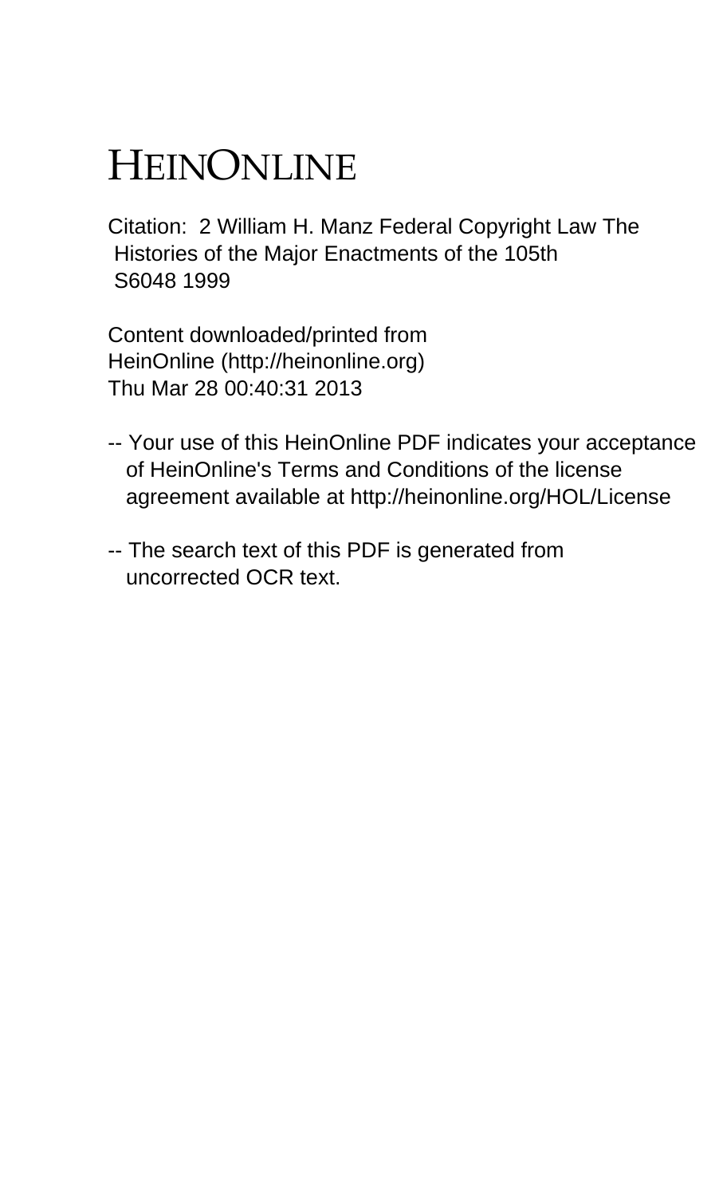# HEINONLINE

Citation: 2 William H. Manz Federal Copyright Law The Histories of the Major Enactments of the 105th S6048 1999

Content downloaded/printed from HeinOnline (http://heinonline.org)
Thu Mar 28 00:40:31 2013

- -- Your use of this HeinOnline PDF indicates your acceptance of HeinOnline's Terms and Conditions of the license agreement available at http://heinonline.org/HOL/License
- -- The search text of this PDF is generated from uncorrected OCR text.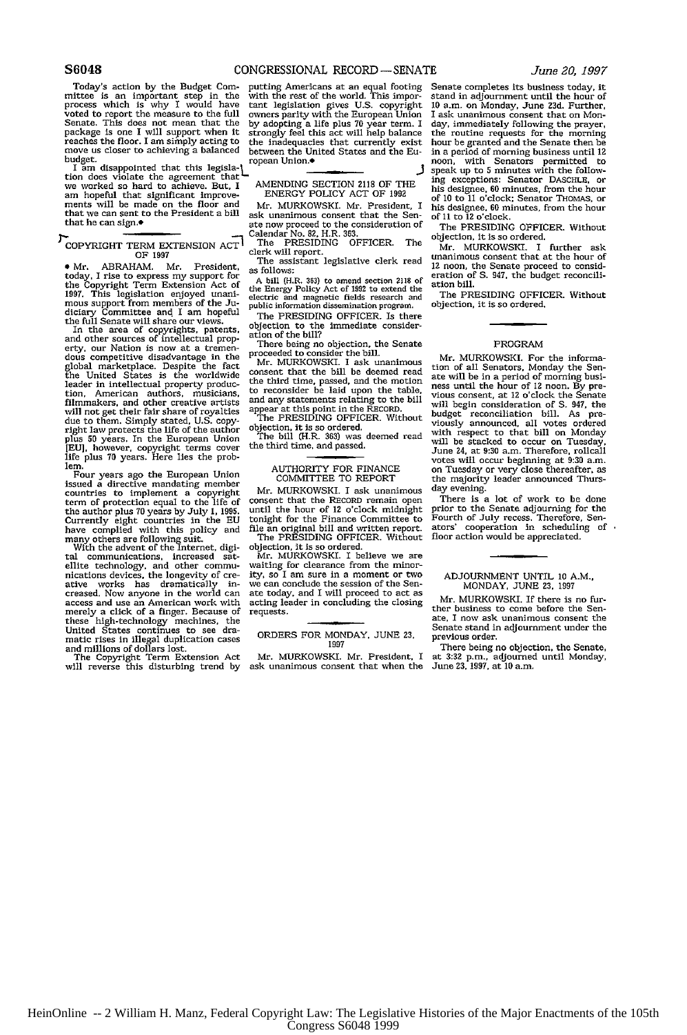Today's action by the Budget Committee is an important step in the process which is why I would have voted to report the measure to the full Senate. This does not mean that the package is one I will support when it reaches the floor. I am simply acting to move us closer to achieving a balanced budget.

I am disappointed that this legislation does violate the agreement that we worked so hard to achieve. But, I am hopeful that significant improvements will be made on the floor and that we can sent to the President a bill that he can sign.•

## COPYRIGHT TERM EXTENSION ACT OF 1997

• Mr. ABRAHAM. Mr. President, today, I rise to express my support for the Copyright Term Extension Act of 1997. This legislation enjoyed unanimous support from members of the Judiciary Committee and I am hopeful the full Senate will share our views.

In the area of copyrights, patents, and other sources of intellectual property, our Nation is now at a tremendous competitive disadvantage in the global marketplace. Despite the fact the United States is the worldwide leader in intellectual property production. American authors, musicians, filmmakers, and other creative artists will not get their fair share of royalties due to them. Simply stated, U.S. copyright law protects the life of the author plus 50 years. In the European Union [EU], however, copyright terms cover life plus 70 years. Here lies the problem.

Four years ago the European Union issued a directive mandating member countries to implement a copyright term of protection equal to the life of the author plus 70 years by July 1, 1995. Currently eight countries in the EU have complied with this policy and many others are following suit.

With the advent of the Internet, digital communications, increased satellite technology, and other communications devices, the longevity of creative works has dramatically increased. Now anyone in the world can access and use an American work with merely a click of a finger. Because of these high-technology machines, the United States continues to see dramatic rises in illegal duplication cases and millions of dollars lost.

The Copyright Term Extension Act will reverse this disturbing trend by putting Americans at an equal footing with the rest of the world. This important legislation gives U.S. copyright owners parity with the European Union by adopting a life plus 70 year term. I strongly feel this act will help balance the inadequacies that currently exist between the United States and the European Union.•

## AMENDING SECTION 2118 OF THE ENERGY POLICY ACT OF 1992

Mr. MURKOWSKI. Mr. President, I ask unanimous consent that the Senate now proceed to the consideration of Calendar No. 82, H.R. 363.

The PRESIDING OFFICER. The clerk will report.

The assistant legislative clerk read as follows:

A bill (H.R. 363) to amend section 2118 of the Energy Policy Act of 1992 to extend the electric and magnetic fields research and public information dissemination program.

The PRESIDING OFFICER. Is there objection to the immediate consideration of the bill?

There being no objection, the Senate proceeded to consider the bill.

Mr. MURKOWSKI. I ask unanimous consent that the bill be deemed read the third time, passed, and the motion to reconsider be laid upon the table, and any statements relating to the bill appear at this point in the RECORD.

The PRESIDING OFFICER. Without objection, it is so ordered.

The bill (H.R. 363) was deemed read the third time, and passed.

## AUTHORITY FOR FINANCE COMMITTEE TO REPORT

Mr. MURKOWSKI. I ask unanimous consent that the RECORD remain open until the hour of 12 o'clock midnight tonight for the Finance Committee to file an original bill and written report.

The PRESIDING OFFICER. Without objection, it is so ordered.

Mr. MURKOWSKI. I believe we are waiting for clearance from the minority, so I am sure in a moment or two we can conclude the session of the Senate today, and I will proceed to act as acting leader in concluding the closing requests.

## ORDERS FOR MONDAY, JUNE 23, 1997

Mr. MURKOWSKI. Mr. President, I ask unanimous consent that when the Senate completes its business today, it stand in adjournment until the hour of 10 a.m. on Monday, June 23d. Further, I ask unanimous consent that on Monday, immediately following the prayer, the routine requests for the morning hour be granted and the Senate then be in a period of morning business until 12 noon, with Senators permitted to speak up to 5 minutes with the following exceptions: Senator DASCHLE, or his designee, 60 minutes, from the hour of 10 to 11 o'clock; Senator THOMAS, or his designee, 60 minutes, from the hour of 11 to 12 o'clock.

The PRESIDING OFFICER. Without objection, it is so ordered.

Mr. MURKOWSKI. I further ask unanimous consent that at the hour of 12 noon, the Senate proceed to consideration of S. 947, the budget reconciliation bill.

The PRESIDING OFFICER. Without objection, it is so ordered.

## PROGRAM

Mr. MURKOWSKI. For the information of all Senators, Monday the Senate will be in a period of morning business until the hour of 12 noon. By previous consent, at 12 o'clock the Senate will begin consideration of S. 947, the budget reconciliation bill. As previously announced, all votes ordered with respect to that bill on Monday will be stacked to occur on Tuesday, June 24, at 9:30 a.m. Therefore, rollcall votes will occur beginning at 9:30 a.m. on Tuesday or very close thereafter, as the majority leader announced Thursday evening.

There is a lot of work to be done prior to the Senate adjourning for the Fourth of July recess. Therefore, Senators' cooperation in scheduling of floor action would be appreciated.

## ADJOURNMENT UNTIL 10 A.M., MONDAY, JUNE 23, 1997

Mr. MURKOWSKI. If there is no further business to come before the Senate, I now ask unanimous consent the Senate stand in adjournment under the previous order.

There being no objection, the Senate, at 3:32 p.m., adjourned until Monday, June 23, 1997, at 10 a.m.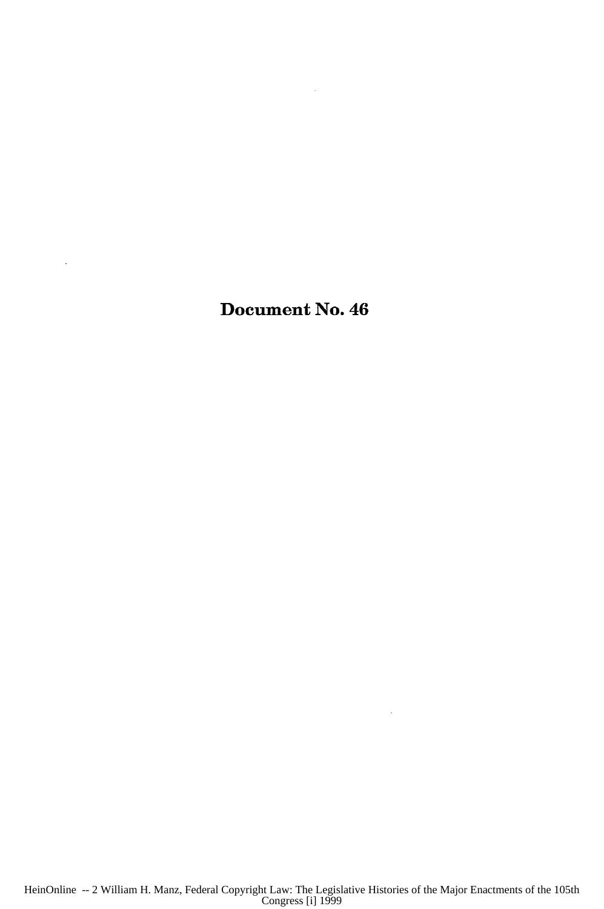# Document No. 46